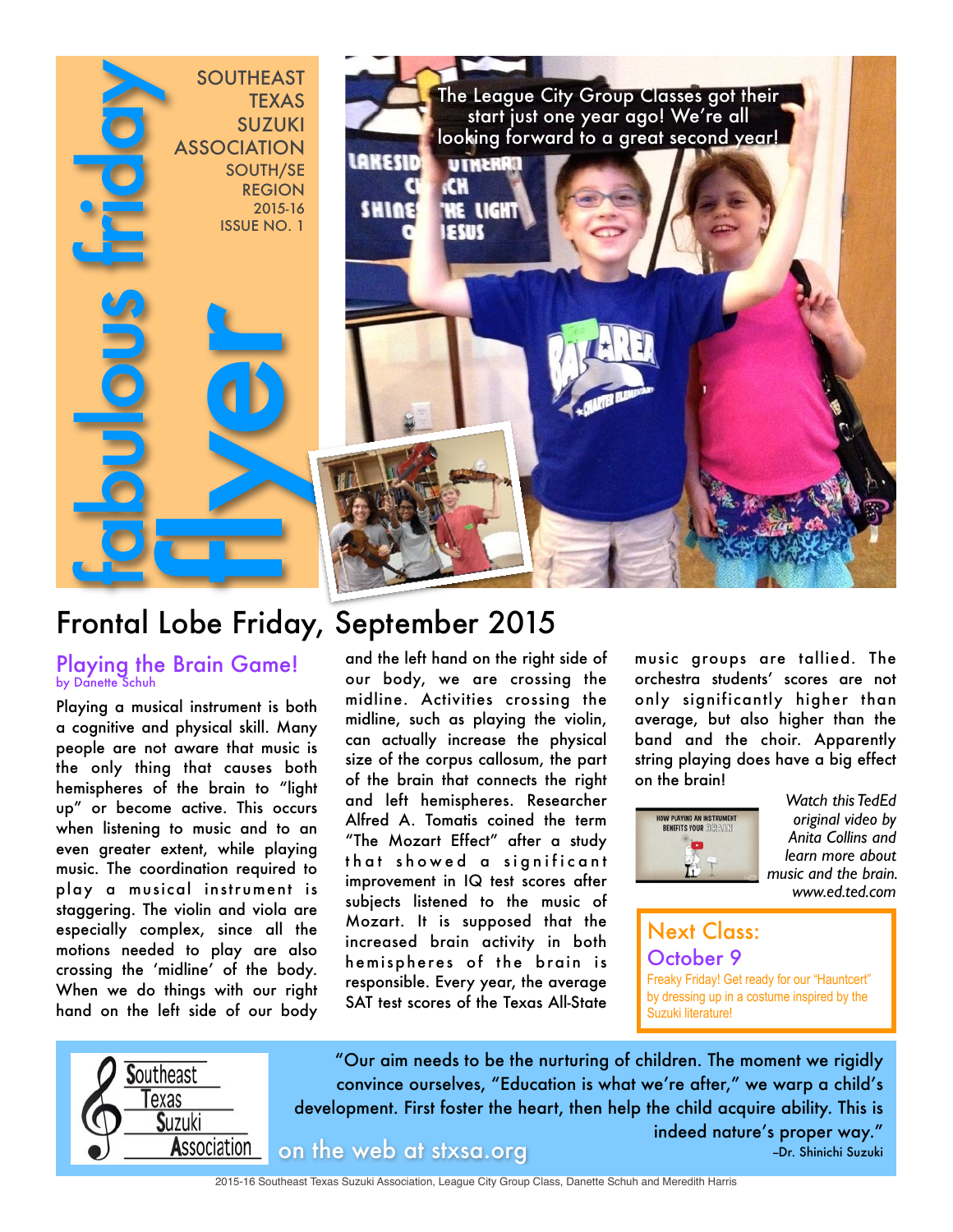# fabulous friday flyer

SOUTHEAST TEXAS SUZUKI ASSOCIATION
SOUTH/SE REGION
2015-16
ISSUE NO. 1

The League City Group Classes got their start just one year ago! We're all looking forward to a great second year!

## Frontal Lobe Friday, September 2015

### Playing the Brain Game!

by Danette Schuh

Playing a musical instrument is both a cognitive and physical skill. Many people are not aware that music is the only thing that causes both hemispheres of the brain to "light up" or become active. This occurs when listening to music and to an even greater extent, while playing music. The coordination required to play a musical instrument is staggering. The violin and viola are especially complex, since all the motions needed to play are also crossing the 'midline' of the body. When we do things with our right hand on the left side of our body and the left hand on the right side of our body, we are crossing the midline. Activities crossing the midline, such as playing the violin, can actually increase the physical size of the corpus callosum, the part of the brain that connects the right and left hemispheres. Researcher Alfred A. Tomatis coined the term "The Mozart Effect" after a study that showed a significant improvement in IQ test scores after subjects listened to the music of Mozart. It is supposed that the increased brain activity in both hemispheres of the brain is responsible. Every year, the average SAT test scores of the Texas All-State music groups are tallied. The orchestra students' scores are not only significantly higher than average, but also higher than the band and the choir. Apparently string playing does have a big effect on the brain!

*Watch this TedEd original video by Anita Collins and learn more about music and the brain. www.ed.ted.com*

### Next Class: October 9

Freaky Friday! Get ready for our "Hauntcert" by dressing up in a costume inspired by the Suzuki literature!

Southeast Texas Suzuki Association

"Our aim needs to be the nurturing of children. The moment we rigidly convince ourselves, "Education is what we're after," we warp a child's development. First foster the heart, then help the child acquire ability. This is indeed nature's proper way."
–Dr. Shinichi Suzuki

on the web at stxsa.org

2015-16 Southeast Texas Suzuki Association, League City Group Class, Danette Schuh and Meredith Harris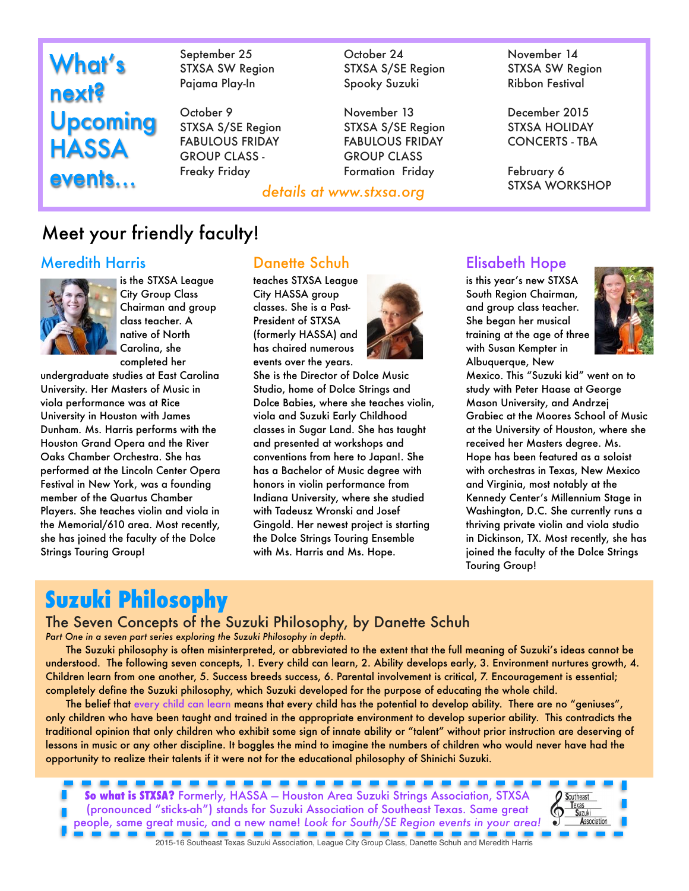## What's next? Upcoming HASSA events...

September 25
STXSA SW Region
Pajama Play-In

October 9
STXSA S/SE Region
FABULOUS FRIDAY
GROUP CLASS -
Freaky Friday

October 24
STXSA S/SE Region
Spooky Suzuki

November 13
STXSA S/SE Region
FABULOUS FRIDAY
GROUP CLASS
Formation Friday

November 14
STXSA SW Region
Ribbon Festival

December 2015
STXSA HOLIDAY
CONCERTS - TBA

February 6
STXSA WORKSHOP

*details at www.stxsa.org*

## Meet your friendly faculty!

### Meredith Harris

is the STXSA League City Group Class Chairman and group class teacher. A native of North Carolina, she completed her undergraduate studies at East Carolina University. Her Masters of Music in viola performance was at Rice University in Houston with James Dunham. Ms. Harris performs with the Houston Grand Opera and the River Oaks Chamber Orchestra. She has performed at the Lincoln Center Opera Festival in New York, was a founding member of the Quartus Chamber Players. She teaches violin and viola in the Memorial/610 area. Most recently, she has joined the faculty of the Dolce Strings Touring Group!

### Danette Schuh

teaches STXSA League City HASSA group classes. She is a Past-President of STXSA (formerly HASSA) and has chaired numerous events over the years. She is the Director of Dolce Music Studio, home of Dolce Strings and Dolce Babies, where she teaches violin, viola and Suzuki Early Childhood classes in Sugar Land. She has taught and presented at workshops and conventions from here to Japan!. She has a Bachelor of Music degree with honors in violin performance from Indiana University, where she studied with Tadeusz Wronski and Josef Gingold. Her newest project is starting the Dolce Strings Touring Ensemble with Ms. Harris and Ms. Hope.

### Elisabeth Hope

is this year's new STXSA South Region Chairman, and group class teacher. She began her musical training at the age of three with Susan Kempter in Albuquerque, New Mexico. This "Suzuki kid" went on to study with Peter Haase at George Mason University, and Andrzej Grabiec at the Moores School of Music at the University of Houston, where she received her Masters degree. Ms. Hope has been featured as a soloist with orchestras in Texas, New Mexico and Virginia, most notably at the Kennedy Center's Millennium Stage in Washington, D.C. She currently runs a thriving private violin and viola studio in Dickinson, TX. Most recently, she has joined the faculty of the Dolce Strings Touring Group!

## Suzuki Philosophy

### The Seven Concepts of the Suzuki Philosophy, by Danette Schuh

*Part One in a seven part series exploring the Suzuki Philosophy in depth.*

The Suzuki philosophy is often misinterpreted, or abbreviated to the extent that the full meaning of Suzuki's ideas cannot be understood. The following seven concepts, 1. Every child can learn, 2. Ability develops early, 3. Environment nurtures growth, 4. Children learn from one another, 5. Success breeds success, 6. Parental involvement is critical, 7. Encouragement is essential; completely define the Suzuki philosophy, which Suzuki developed for the purpose of educating the whole child.

The belief that every child can learn means that every child has the potential to develop ability. There are no "geniuses", only children who have been taught and trained in the appropriate environment to develop superior ability. This contradicts the traditional opinion that only children who exhibit some sign of innate ability or "talent" without prior instruction are deserving of lessons in music or any other discipline. It boggles the mind to imagine the numbers of children who would never have had the opportunity to realize their talents if it were not for the educational philosophy of Shinichi Suzuki.

**So what is STXSA?** Formerly, HASSA – Houston Area Suzuki Strings Association, STXSA (pronounced "sticks-ah") stands for Suzuki Association of Southeast Texas. Same great people, same great music, and a new name! *Look for South/SE Region events in your area!*

Southeast Texas Suzuki Association

2015-16 Southeast Texas Suzuki Association, League City Group Class, Danette Schuh and Meredith Harris